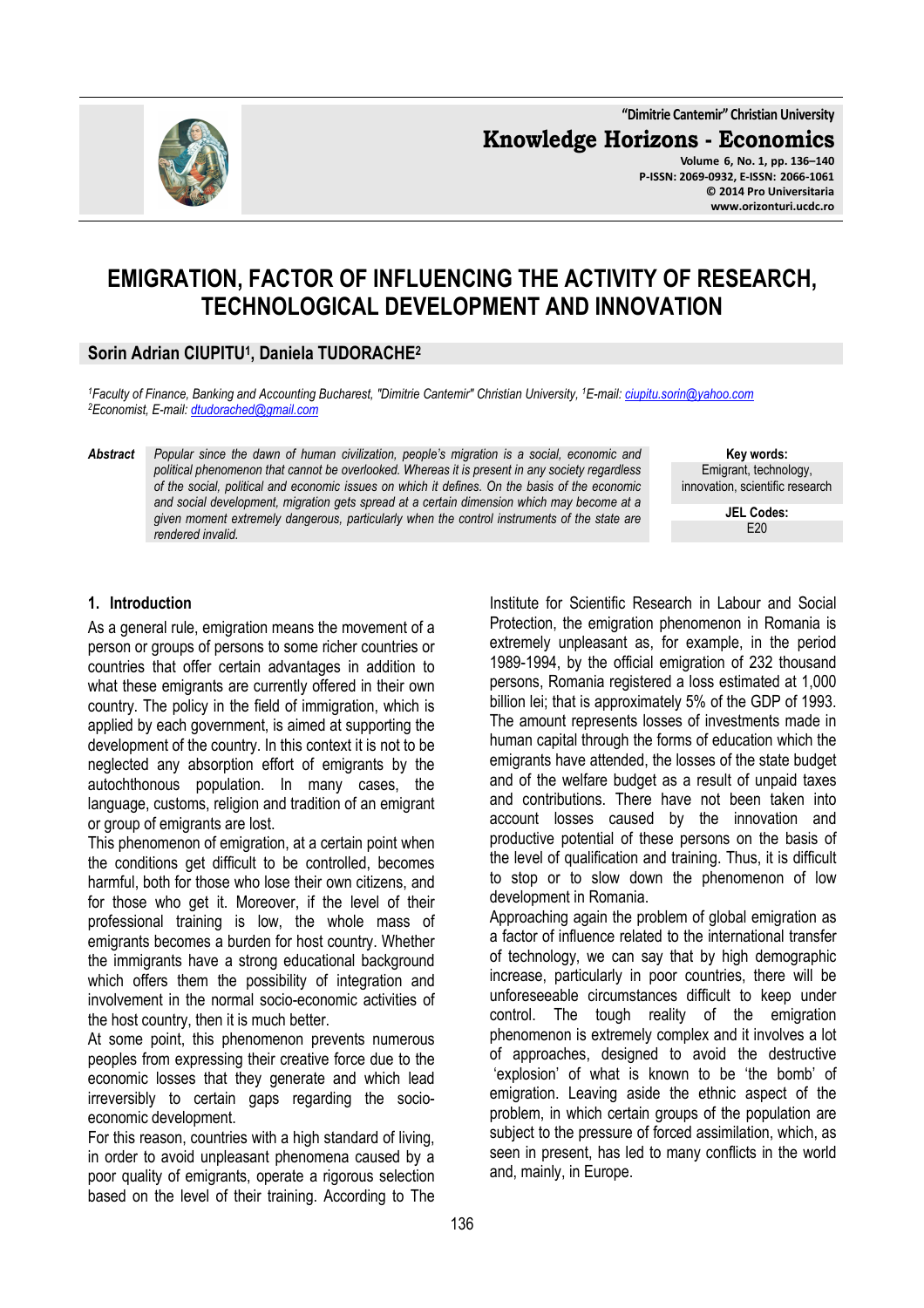# EMIGRATION, FACTOR OF INFLUENCING THE ACTIVITY OF RESEARCH, TECHNOLOGICAL DEVELOPMENT AND INNOVATION

**Sorin Adrian CIUPITU[1], Daniela TUDORACHE[2]**

*[1]Faculty of Finance, Banking and Accounting Bucharest, "Dimitrie Cantemir" Christian University, [1]E-mail: ciupitu.sorin@yahoo.com*
*[2]Economist, E-mail: dtudorached@gmail.com*

**Abstract** *Popular since the dawn of human civilization, people's migration is a social, economic and political phenomenon that cannot be overlooked. Whereas it is present in any society regardless of the social, political and economic issues on which it defines. On the basis of the economic and social development, migration gets spread at a certain dimension which may become at a given moment extremely dangerous, particularly when the control instruments of the state are rendered invalid.*

**Key words:** Emigrant, technology, innovation, scientific research

**JEL Codes:** E20

## 1. Introduction

As a general rule, emigration means the movement of a person or groups of persons to some richer countries or countries that offer certain advantages in addition to what these emigrants are currently offered in their own country. The policy in the field of immigration, which is applied by each government, is aimed at supporting the development of the country. In this context it is not to be neglected any absorption effort of emigrants by the autochthonous population. In many cases, the language, customs, religion and tradition of an emigrant or group of emigrants are lost.

This phenomenon of emigration, at a certain point when the conditions get difficult to be controlled, becomes harmful, both for those who lose their own citizens, and for those who get it. Moreover, if the level of their professional training is low, the whole mass of emigrants becomes a burden for host country. Whether the immigrants have a strong educational background which offers them the possibility of integration and involvement in the normal socio-economic activities of the host country, then it is much better.

At some point, this phenomenon prevents numerous peoples from expressing their creative force due to the economic losses that they generate and which lead irreversibly to certain gaps regarding the socio-economic development.

For this reason, countries with a high standard of living, in order to avoid unpleasant phenomena caused by a poor quality of emigrants, operate a rigorous selection based on the level of their training. According to The Institute for Scientific Research in Labour and Social Protection, the emigration phenomenon in Romania is extremely unpleasant as, for example, in the period 1989-1994, by the official emigration of 232 thousand persons, Romania registered a loss estimated at 1,000 billion lei; that is approximately 5% of the GDP of 1993. The amount represents losses of investments made in human capital through the forms of education which the emigrants have attended, the losses of the state budget and of the welfare budget as a result of unpaid taxes and contributions. There have not been taken into account losses caused by the innovation and productive potential of these persons on the basis of the level of qualification and training. Thus, it is difficult to stop or to slow down the phenomenon of low development in Romania.

Approaching again the problem of global emigration as a factor of influence related to the international transfer of technology, we can say that by high demographic increase, particularly in poor countries, there will be unforeseeable circumstances difficult to keep under control. The tough reality of the emigration phenomenon is extremely complex and it involves a lot of approaches, designed to avoid the destructive 'explosion' of what is known to be 'the bomb' of emigration. Leaving aside the ethnic aspect of the problem, in which certain groups of the population are subject to the pressure of forced assimilation, which, as seen in present, has led to many conflicts in the world and, mainly, in Europe.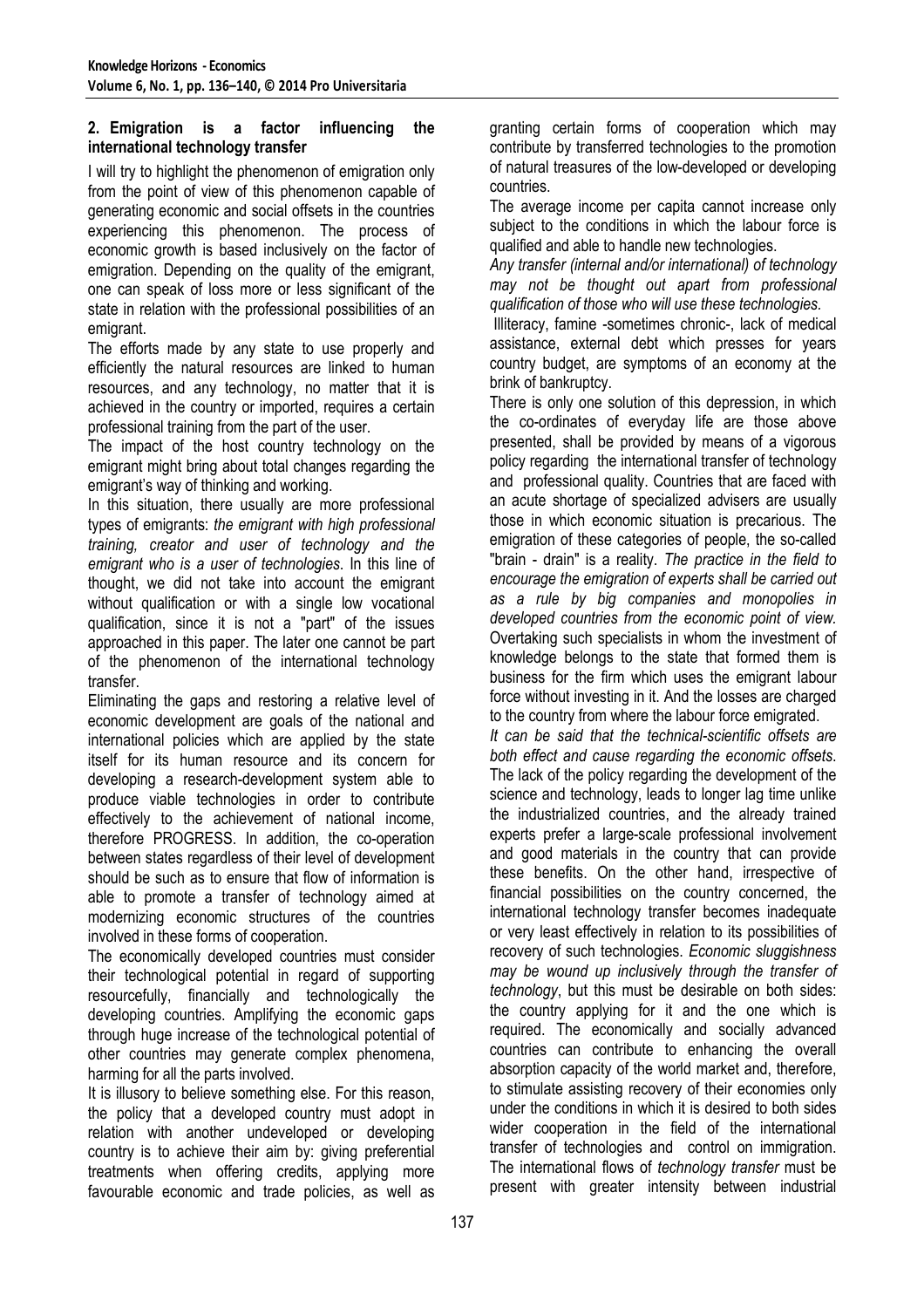## 2. Emigration is a factor influencing the international technology transfer

I will try to highlight the phenomenon of emigration only from the point of view of this phenomenon capable of generating economic and social offsets in the countries experiencing this phenomenon. The process of economic growth is based inclusively on the factor of emigration. Depending on the quality of the emigrant, one can speak of loss more or less significant of the state in relation with the professional possibilities of an emigrant.

The efforts made by any state to use properly and efficiently the natural resources are linked to human resources, and any technology, no matter that it is achieved in the country or imported, requires a certain professional training from the part of the user.

The impact of the host country technology on the emigrant might bring about total changes regarding the emigrant's way of thinking and working.

In this situation, there usually are more professional types of emigrants: *the emigrant with high professional training, creator and user of technology and the emigrant who is a user of technologies.* In this line of thought, we did not take into account the emigrant without qualification or with a single low vocational qualification, since it is not a "part" of the issues approached in this paper. The later one cannot be part of the phenomenon of the international technology transfer.

Eliminating the gaps and restoring a relative level of economic development are goals of the national and international policies which are applied by the state itself for its human resource and its concern for developing a research-development system able to produce viable technologies in order to contribute effectively to the achievement of national income, therefore PROGRESS. In addition, the co-operation between states regardless of their level of development should be such as to ensure that flow of information is able to promote a transfer of technology aimed at modernizing economic structures of the countries involved in these forms of cooperation.

The economically developed countries must consider their technological potential in regard of supporting resourcefully, financially and technologically the developing countries. Amplifying the economic gaps through huge increase of the technological potential of other countries may generate complex phenomena, harming for all the parts involved.

It is illusory to believe something else. For this reason, the policy that a developed country must adopt in relation with another undeveloped or developing country is to achieve their aim by: giving preferential treatments when offering credits, applying more favourable economic and trade policies, as well as granting certain forms of cooperation which may contribute by transferred technologies to the promotion of natural treasures of the low-developed or developing countries.

The average income per capita cannot increase only subject to the conditions in which the labour force is qualified and able to handle new technologies.

*Any transfer (internal and/or international) of technology may not be thought out apart from professional qualification of those who will use these technologies.*

Illiteracy, famine -sometimes chronic-, lack of medical assistance, external debt which presses for years country budget, are symptoms of an economy at the brink of bankruptcy.

There is only one solution of this depression, in which the co-ordinates of everyday life are those above presented, shall be provided by means of a vigorous policy regarding the international transfer of technology and professional quality. Countries that are faced with an acute shortage of specialized advisers are usually those in which economic situation is precarious. The emigration of these categories of people, the so-called "brain - drain" is a reality. *The practice in the field to encourage the emigration of experts shall be carried out as a rule by big companies and monopolies in developed countries from the economic point of view.* Overtaking such specialists in whom the investment of knowledge belongs to the state that formed them is business for the firm which uses the emigrant labour force without investing in it. And the losses are charged to the country from where the labour force emigrated.

*It can be said that the technical-scientific offsets are both effect and cause regarding the economic offsets.* The lack of the policy regarding the development of the science and technology, leads to longer lag time unlike the industrialized countries, and the already trained experts prefer a large-scale professional involvement and good materials in the country that can provide these benefits. On the other hand, irrespective of financial possibilities on the country concerned, the international technology transfer becomes inadequate or very least effectively in relation to its possibilities of recovery of such technologies. *Economic sluggishness may be wound up inclusively through the transfer of technology*, but this must be desirable on both sides: the country applying for it and the one which is required. The economically and socially advanced countries can contribute to enhancing the overall absorption capacity of the world market and, therefore, to stimulate assisting recovery of their economies only under the conditions in which it is desired to both sides wider cooperation in the field of the international transfer of technologies and control on immigration. The international flows of *technology transfer* must be present with greater intensity between industrial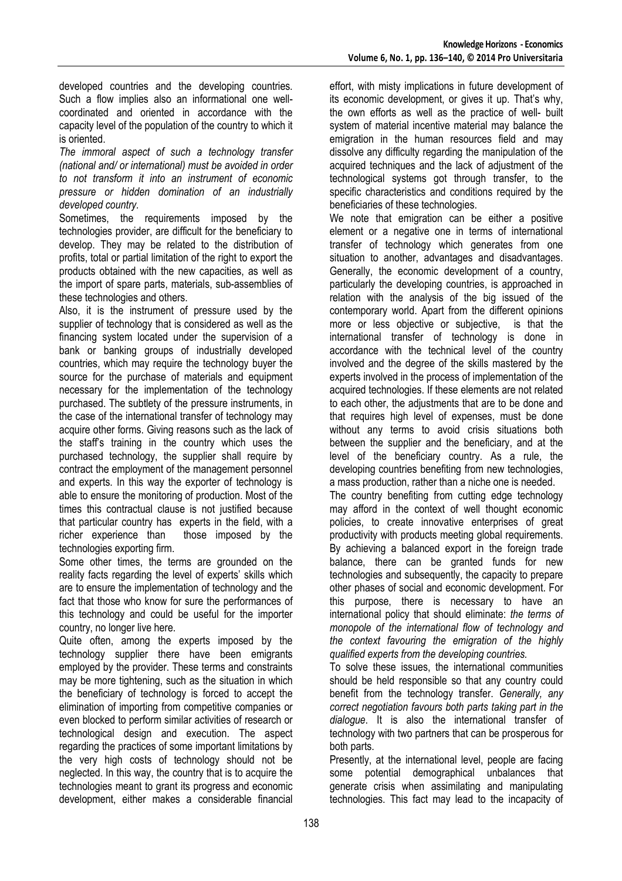developed countries and the developing countries. Such a flow implies also an informational one well-coordinated and oriented in accordance with the capacity level of the population of the country to which it is oriented.

*The immoral aspect of such a technology transfer (national and/ or international) must be avoided in order to not transform it into an instrument of economic pressure or hidden domination of an industrially developed country.*

Sometimes, the requirements imposed by the technologies provider, are difficult for the beneficiary to develop. They may be related to the distribution of profits, total or partial limitation of the right to export the products obtained with the new capacities, as well as the import of spare parts, materials, sub-assemblies of these technologies and others.

Also, it is the instrument of pressure used by the supplier of technology that is considered as well as the financing system located under the supervision of a bank or banking groups of industrially developed countries, which may require the technology buyer the source for the purchase of materials and equipment necessary for the implementation of the technology purchased. The subtlety of the pressure instruments, in the case of the international transfer of technology may acquire other forms. Giving reasons such as the lack of the staff's training in the country which uses the purchased technology, the supplier shall require by contract the employment of the management personnel and experts. In this way the exporter of technology is able to ensure the monitoring of production. Most of the times this contractual clause is not justified because that particular country has experts in the field, with a richer experience than those imposed by the technologies exporting firm.

Some other times, the terms are grounded on the reality facts regarding the level of experts' skills which are to ensure the implementation of technology and the fact that those who know for sure the performances of this technology and could be useful for the importer country, no longer live here.

Quite often, among the experts imposed by the technology supplier there have been emigrants employed by the provider. These terms and constraints may be more tightening, such as the situation in which the beneficiary of technology is forced to accept the elimination of importing from competitive companies or even blocked to perform similar activities of research or technological design and execution. The aspect regarding the practices of some important limitations by the very high costs of technology should not be neglected. In this way, the country that is to acquire the technologies meant to grant its progress and economic development, either makes a considerable financial effort, with misty implications in future development of its economic development, or gives it up. That's why, the own efforts as well as the practice of well- built system of material incentive material may balance the emigration in the human resources field and may dissolve any difficulty regarding the manipulation of the acquired techniques and the lack of adjustment of the technological systems got through transfer, to the specific characteristics and conditions required by the beneficiaries of these technologies.

We note that emigration can be either a positive element or a negative one in terms of international transfer of technology which generates from one situation to another, advantages and disadvantages. Generally, the economic development of a country, particularly the developing countries, is approached in relation with the analysis of the big issued of the contemporary world. Apart from the different opinions more or less objective or subjective, is that the international transfer of technology is done in accordance with the technical level of the country involved and the degree of the skills mastered by the experts involved in the process of implementation of the acquired technologies. If these elements are not related to each other, the adjustments that are to be done and that requires high level of expenses, must be done without any terms to avoid crisis situations both between the supplier and the beneficiary, and at the level of the beneficiary country. As a rule, the developing countries benefiting from new technologies, a mass production, rather than a niche one is needed.

The country benefiting from cutting edge technology may afford in the context of well thought economic policies, to create innovative enterprises of great productivity with products meeting global requirements. By achieving a balanced export in the foreign trade balance, there can be granted funds for new technologies and subsequently, the capacity to prepare other phases of social and economic development. For this purpose, there is necessary to have an international policy that should eliminate: *the terms of monopole of the international flow of technology and the context favouring the emigration of the highly qualified experts from the developing countries.*

To solve these issues, the international communities should be held responsible so that any country could benefit from the technology transfer. *Generally, any correct negotiation favours both parts taking part in the dialogue*. It is also the international transfer of technology with two partners that can be prosperous for both parts.

Presently, at the international level, people are facing some potential demographical unbalances that generate crisis when assimilating and manipulating technologies. This fact may lead to the incapacity of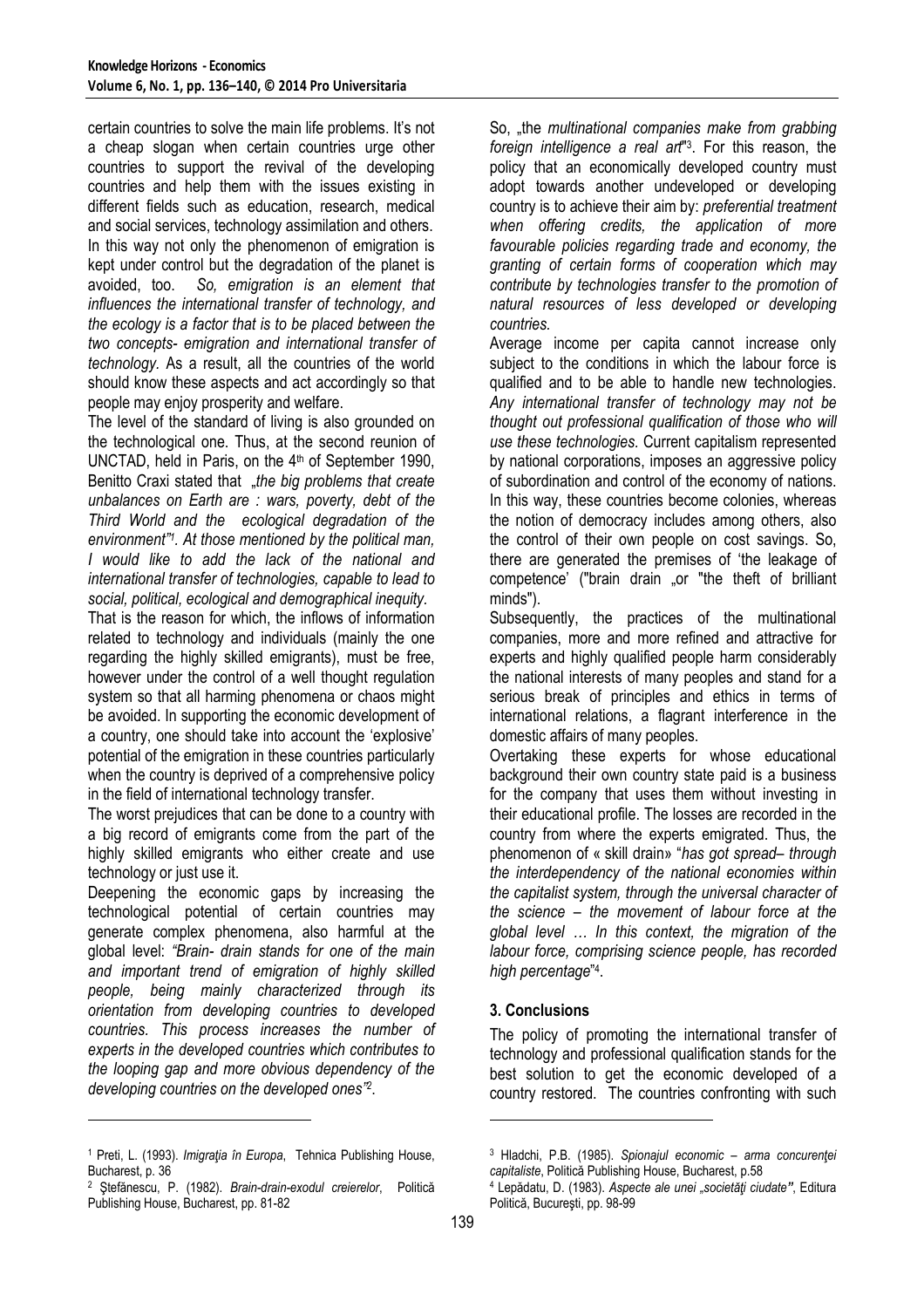certain countries to solve the main life problems. It's not a cheap slogan when certain countries urge other countries to support the revival of the developing countries and help them with the issues existing in different fields such as education, research, medical and social services, technology assimilation and others. In this way not only the phenomenon of emigration is kept under control but the degradation of the planet is avoided, too. *So, emigration is an element that influences the international transfer of technology, and the ecology is a factor that is to be placed between the two concepts- emigration and international transfer of technology.* As a result, all the countries of the world should know these aspects and act accordingly so that people may enjoy prosperity and welfare.

The level of the standard of living is also grounded on the technological one. Thus, at the second reunion of UNCTAD, held in Paris, on the 4th of September 1990, Benitto Craxi stated that „*the big problems that create unbalances on Earth are : wars, poverty, debt of the Third World and the ecological degradation of the environment"*[1]. *At those mentioned by the political man, I would like to add the lack of the national and international transfer of technologies, capable to lead to social, political, ecological and demographical inequity.*

That is the reason for which, the inflows of information related to technology and individuals (mainly the one regarding the highly skilled emigrants), must be free, however under the control of a well thought regulation system so that all harming phenomena or chaos might be avoided. In supporting the economic development of a country, one should take into account the 'explosive' potential of the emigration in these countries particularly when the country is deprived of a comprehensive policy in the field of international technology transfer.

The worst prejudices that can be done to a country with a big record of emigrants come from the part of the highly skilled emigrants who either create and use technology or just use it.

Deepening the economic gaps by increasing the technological potential of certain countries may generate complex phenomena, also harmful at the global level: *"Brain- drain stands for one of the main and important trend of emigration of highly skilled people, being mainly characterized through its orientation from developing countries to developed countries. This process increases the number of experts in the developed countries which contributes to the looping gap and more obvious dependency of the developing countries on the developed ones"*[2].

So, „the *multinational companies make from grabbing foreign intelligence a real art*"[3]. For this reason, the policy that an economically developed country must adopt towards another undeveloped or developing country is to achieve their aim by: *preferential treatment when offering credits, the application of more favourable policies regarding trade and economy, the granting of certain forms of cooperation which may contribute by technologies transfer to the promotion of natural resources of less developed or developing countries.*

Average income per capita cannot increase only subject to the conditions in which the labour force is qualified and to be able to handle new technologies. *Any international transfer of technology may not be thought out professional qualification of those who will use these technologies.* Current capitalism represented by national corporations, imposes an aggressive policy of subordination and control of the economy of nations. In this way, these countries become colonies, whereas the notion of democracy includes among others, also the control of their own people on cost savings. So, there are generated the premises of 'the leakage of competence' ("brain drain „or "the theft of brilliant minds").

Subsequently, the practices of the multinational companies, more and more refined and attractive for experts and highly qualified people harm considerably the national interests of many peoples and stand for a serious break of principles and ethics in terms of international relations, a flagrant interference in the domestic affairs of many peoples.

Overtaking these experts for whose educational background their own country state paid is a business for the company that uses them without investing in their educational profile. The losses are recorded in the country from where the experts emigrated. Thus, the phenomenon of « skill drain» "*has got spread– through the interdependency of the national economies within the capitalist system, through the universal character of the science – the movement of labour force at the global level … In this context, the migration of the labour force, comprising science people, has recorded high percentage*"[4].

## 3. Conclusions

The policy of promoting the international transfer of technology and professional qualification stands for the best solution to get the economic developed of a country restored. The countries confronting with such

---

[1] Preti, L. (1993). *Imigraţia în Europa*, Tehnica Publishing House, Bucharest, p. 36

[2] Ştefănescu, P. (1982). *Brain-drain-exodul creierelor*, Politică Publishing House, Bucharest, pp. 81-82

[3] Hladchi, P.B. (1985). *Spionajul economic – arma concurenţei capitaliste*, Politică Publishing House, Bucharest, p.58

[4] Lepădatu, D. (1983). *Aspecte ale unei „societăţi ciudate"*, Editura Politică, Bucureşti, pp. 98-99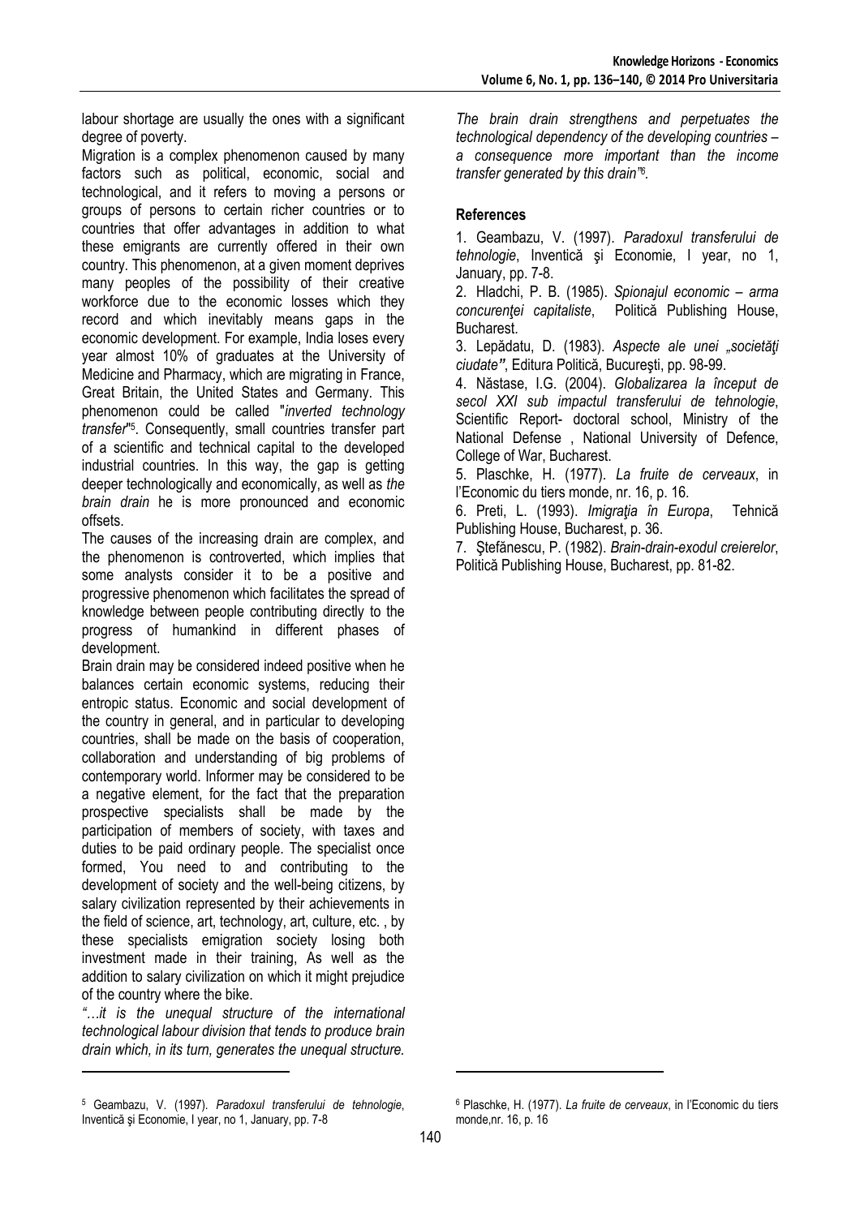labour shortage are usually the ones with a significant degree of poverty.

Migration is a complex phenomenon caused by many factors such as political, economic, social and technological, and it refers to moving a persons or groups of persons to certain richer countries or to countries that offer advantages in addition to what these emigrants are currently offered in their own country. This phenomenon, at a given moment deprives many peoples of the possibility of their creative workforce due to the economic losses which they record and which inevitably means gaps in the economic development. For example, India loses every year almost 10% of graduates at the University of Medicine and Pharmacy, which are migrating in France, Great Britain, the United States and Germany. This phenomenon could be called "*inverted technology transfer*"[5]. Consequently, small countries transfer part of a scientific and technical capital to the developed industrial countries. In this way, the gap is getting deeper technologically and economically, as well as *the brain drain* he is more pronounced and economic offsets.

The causes of the increasing drain are complex, and the phenomenon is controverted, which implies that some analysts consider it to be a positive and progressive phenomenon which facilitates the spread of knowledge between people contributing directly to the progress of humankind in different phases of development.

Brain drain may be considered indeed positive when he balances certain economic systems, reducing their entropic status. Economic and social development of the country in general, and in particular to developing countries, shall be made on the basis of cooperation, collaboration and understanding of big problems of contemporary world. Informer may be considered to be a negative element, for the fact that the preparation prospective specialists shall be made by the participation of members of society, with taxes and duties to be paid ordinary people. The specialist once formed, You need to and contributing to the development of society and the well-being citizens, by salary civilization represented by their achievements in the field of science, art, technology, art, culture, etc. , by these specialists emigration society losing both investment made in their training, As well as the addition to salary civilization on which it might prejudice of the country where the bike.

*"…it is the unequal structure of the international technological labour division that tends to produce brain drain which, in its turn, generates the unequal structure. The brain drain strengthens and perpetuates the technological dependency of the developing countries – a consequence more important than the income transfer generated by this drain"*[6].

## References

1. Geambazu, V. (1997). *Paradoxul transferului de tehnologie*, Inventică şi Economie, I year, no 1, January, pp. 7-8.
2. Hladchi, P. B. (1985). *Spionajul economic – arma concurenţei capitaliste*, Politică Publishing House, Bucharest.
3. Lepădatu, D. (1983). *Aspecte ale unei „societăţi ciudate"*, Editura Politică, Bucureşti, pp. 98-99.
4. Năstase, I.G. (2004). *Globalizarea la început de secol XXI sub impactul transferului de tehnologie*, Scientific Report- doctoral school, Ministry of the National Defense , National University of Defence, College of War, Bucharest.
5. Plaschke, H. (1977). *La fruite de cerveaux*, in l'Economic du tiers monde, nr. 16, p. 16.
6. Preti, L. (1993). *Imigraţia în Europa*, Tehnică Publishing House, Bucharest, p. 36.
7. Ştefănescu, P. (1982). *Brain-drain-exodul creierelor*, Politică Publishing House, Bucharest, pp. 81-82.

---

[5] Geambazu, V. (1997). *Paradoxul transferului de tehnologie*, Inventică şi Economie, I year, no 1, January, pp. 7-8

[6] Plaschke, H. (1977). *La fruite de cerveaux*, in l'Economic du tiers monde,nr. 16, p. 16